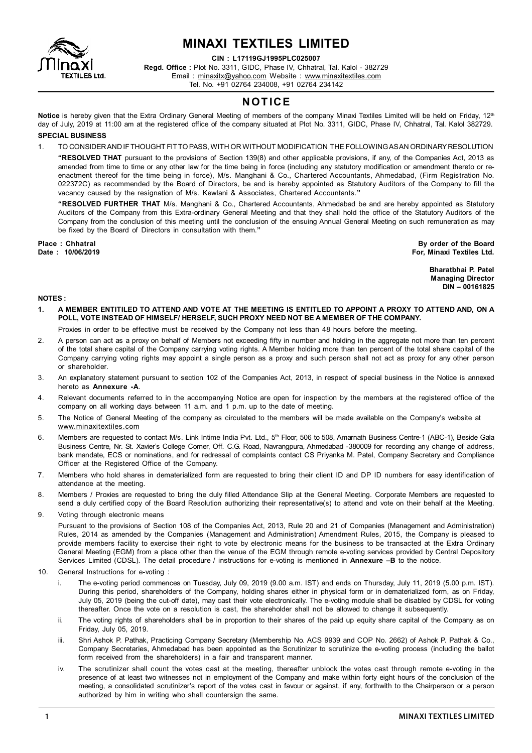# MINAXI TEXTILES LIMITED

**CIN : L17119GJ1995PLC025007**

**Regd. Office :** Plot No. 3311, GIDC, Phase IV, Chhatral, Tal. Kalol - 382729

Email : minaxitx@yahoo.com Website : www.minaxitextiles.com

Tel. No. +91 02764 234008, +91 02764 234142

## NOTICE

**Notice** is hereby given that the Extra Ordinary General Meeting of members of the company Minaxi Textiles Limited will be held on Friday, 12th day of July, 2019 at 11:00 am at the registered office of the company situated at Plot No. 3311, GIDC, Phase IV, Chhatral, Tal. Kalol 382729.

### SPECIAL BUSINESS

1. TO CONSIDER AND IF THOUGHT FIT TO PASS, WITH OR WITHOUT MODIFICATION THE FOLLOWING AS AN ORDINARY RESOLUTION

   **"RESOLVED THAT** pursuant to the provisions of Section 139(8) and other applicable provisions, if any, of the Companies Act, 2013 as amended from time to time or any other law for the time being in force (including any statutory modification or amendment thereto or re-enactment thereof for the time being in force), M/s. Manghani & Co., Chartered Accountants, Ahmedabad, (Firm Registration No. 022372C) as recommended by the Board of Directors, be and is hereby appointed as Statutory Auditors of the Company to fill the vacancy caused by the resignation of M/s. Kewlani & Associates, Chartered Accountants.**"**

   **"RESOLVED FURTHER THAT** M/s. Manghani & Co., Chartered Accountants, Ahmedabad be and are hereby appointed as Statutory Auditors of the Company from this Extra-ordinary General Meeting and that they shall hold the office of the Statutory Auditors of the Company from the conclusion of this meeting until the conclusion of the ensuing Annual General Meeting on such remuneration as may be fixed by the Board of Directors in consultation with them.**"**

**Place : Chhatral**
**Date : 10/06/2019**

**By order of the Board**
**For, Minaxi Textiles Ltd.**

**Bharatbhai P. Patel**
**Managing Director**
**DIN – 00161825**

### NOTES :

1. **A MEMBER ENTITILED TO ATTEND AND VOTE AT THE MEETING IS ENTITLED TO APPOINT A PROXY TO ATTEND AND, ON A POLL, VOTE INSTEAD OF HIMSELF/ HERSELF, SUCH PROXY NEED NOT BE A MEMBER OF THE COMPANY.**

   Proxies in order to be effective must be received by the Company not less than 48 hours before the meeting.

2. A person can act as a proxy on behalf of Members not exceeding fifty in number and holding in the aggregate not more than ten percent of the total share capital of the Company carrying voting rights. A Member holding more than ten percent of the total share capital of the Company carrying voting rights may appoint a single person as a proxy and such person shall not act as proxy for any other person or shareholder.

3. An explanatory statement pursuant to section 102 of the Companies Act, 2013, in respect of special business in the Notice is annexed hereto as **Annexure -A**.

4. Relevant documents referred to in the accompanying Notice are open for inspection by the members at the registered office of the company on all working days between 11 a.m. and 1 p.m. up to the date of meeting.

5. The Notice of General Meeting of the company as circulated to the members will be made available on the Company's website at www.minaxitextiles.com

6. Members are requested to contact M/s. Link Intime India Pvt. Ltd., 5th Floor, 506 to 508, Amarnath Business Centre-1 (ABC-1), Beside Gala Business Centre, Nr. St. Xavier's College Corner, Off. C.G. Road, Navrangpura, Ahmedabad -380009 for recording any change of address, bank mandate, ECS or nominations, and for redressal of complaints contact CS Priyanka M. Patel, Company Secretary and Compliance Officer at the Registered Office of the Company.

7. Members who hold shares in dematerialized form are requested to bring their client ID and DP ID numbers for easy identification of attendance at the meeting.

8. Members / Proxies are requested to bring the duly filled Attendance Slip at the General Meeting. Corporate Members are requested to send a duly certified copy of the Board Resolution authorizing their representative(s) to attend and vote on their behalf at the Meeting.

9. Voting through electronic means

   Pursuant to the provisions of Section 108 of the Companies Act, 2013, Rule 20 and 21 of Companies (Management and Administration) Rules, 2014 as amended by the Companies (Management and Administration) Amendment Rules, 2015, the Company is pleased to provide members facility to exercise their right to vote by electronic means for the business to be transacted at the Extra Ordinary General Meeting (EGM) from a place other than the venue of the EGM through remote e-voting services provided by Central Depository Services Limited (CDSL). The detail procedure / instructions for e-voting is mentioned in **Annexure –B** to the notice.

10. General Instructions for e-voting :

    i. The e-voting period commences on Tuesday, July 09, 2019 (9.00 a.m. IST) and ends on Thursday, July 11, 2019 (5.00 p.m. IST). During this period, shareholders of the Company, holding shares either in physical form or in dematerialized form, as on Friday, July 05, 2019 (being the cut-off date), may cast their vote electronically. The e-voting module shall be disabled by CDSL for voting thereafter. Once the vote on a resolution is cast, the shareholder shall not be allowed to change it subsequently.

    ii. The voting rights of shareholders shall be in proportion to their shares of the paid up equity share capital of the Company as on Friday, July 05, 2019.

    iii. Shri Ashok P. Pathak, Practicing Company Secretary (Membership No. ACS 9939 and COP No. 2662) of Ashok P. Pathak & Co., Company Secretaries, Ahmedabad has been appointed as the Scrutinizer to scrutinize the e-voting process (including the ballot form received from the shareholders) in a fair and transparent manner.

    iv. The scrutinizer shall count the votes cast at the meeting, thereafter unblock the votes cast through remote e-voting in the presence of at least two witnesses not in employment of the Company and make within forty eight hours of the conclusion of the meeting, a consolidated scrutinizer's report of the votes cast in favour or against, if any, forthwith to the Chairperson or a person authorized by him in writing who shall countersign the same.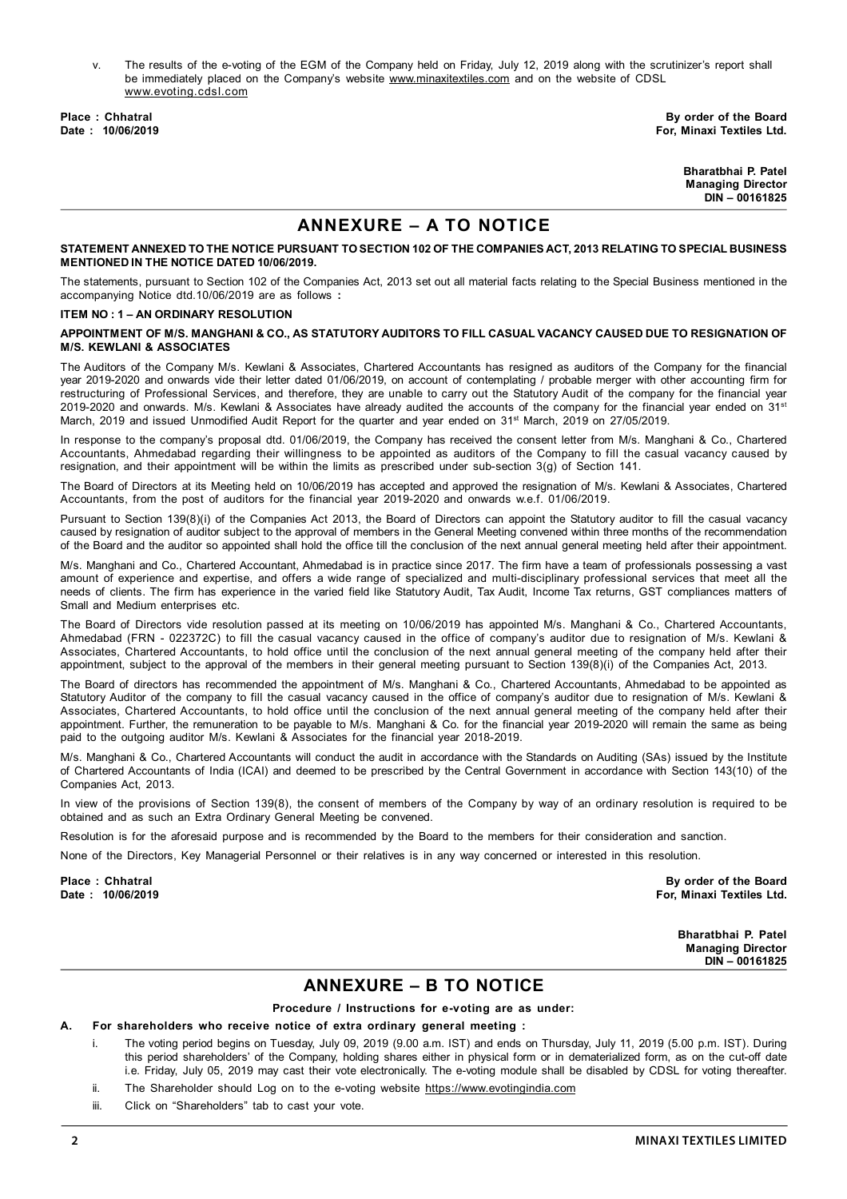v. The results of the e-voting of the EGM of the Company held on Friday, July 12, 2019 along with the scrutinizer's report shall be immediately placed on the Company's website www.minaxitextiles.com and on the website of CDSL www.evoting.cdsl.com

**Place : Chhatral**
**Date : 10/06/2019**

**By order of the Board**
**For, Minaxi Textiles Ltd.**

**Bharatbhai P. Patel**
**Managing Director**
**DIN – 00161825**

# ANNEXURE – A TO NOTICE

**STATEMENT ANNEXED TO THE NOTICE PURSUANT TO SECTION 102 OF THE COMPANIES ACT, 2013 RELATING TO SPECIAL BUSINESS MENTIONED IN THE NOTICE DATED 10/06/2019.**

The statements, pursuant to Section 102 of the Companies Act, 2013 set out all material facts relating to the Special Business mentioned in the accompanying Notice dtd.10/06/2019 are as follows **:**

**ITEM NO : 1 – AN ORDINARY RESOLUTION**

**APPOINTMENT OF M/S. MANGHANI & CO., AS STATUTORY AUDITORS TO FILL CASUAL VACANCY CAUSED DUE TO RESIGNATION OF M/S. KEWLANI & ASSOCIATES**

The Auditors of the Company M/s. Kewlani & Associates, Chartered Accountants has resigned as auditors of the Company for the financial year 2019-2020 and onwards vide their letter dated 01/06/2019, on account of contemplating / probable merger with other accounting firm for restructuring of Professional Services, and therefore, they are unable to carry out the Statutory Audit of the company for the financial year 2019-2020 and onwards. M/s. Kewlani & Associates have already audited the accounts of the company for the financial year ended on 31st March, 2019 and issued Unmodified Audit Report for the quarter and year ended on 31st March, 2019 on 27/05/2019.

In response to the company's proposal dtd. 01/06/2019, the Company has received the consent letter from M/s. Manghani & Co., Chartered Accountants, Ahmedabad regarding their willingness to be appointed as auditors of the Company to fill the casual vacancy caused by resignation, and their appointment will be within the limits as prescribed under sub-section 3(g) of Section 141.

The Board of Directors at its Meeting held on 10/06/2019 has accepted and approved the resignation of M/s. Kewlani & Associates, Chartered Accountants, from the post of auditors for the financial year 2019-2020 and onwards w.e.f. 01/06/2019.

Pursuant to Section 139(8)(i) of the Companies Act 2013, the Board of Directors can appoint the Statutory auditor to fill the casual vacancy caused by resignation of auditor subject to the approval of members in the General Meeting convened within three months of the recommendation of the Board and the auditor so appointed shall hold the office till the conclusion of the next annual general meeting held after their appointment.

M/s. Manghani and Co., Chartered Accountant, Ahmedabad is in practice since 2017. The firm have a team of professionals possessing a vast amount of experience and expertise, and offers a wide range of specialized and multi-disciplinary professional services that meet all the needs of clients. The firm has experience in the varied field like Statutory Audit, Tax Audit, Income Tax returns, GST compliances matters of Small and Medium enterprises etc.

The Board of Directors vide resolution passed at its meeting on 10/06/2019 has appointed M/s. Manghani & Co., Chartered Accountants, Ahmedabad (FRN - 022372C) to fill the casual vacancy caused in the office of company's auditor due to resignation of M/s. Kewlani & Associates, Chartered Accountants, to hold office until the conclusion of the next annual general meeting of the company held after their appointment, subject to the approval of the members in their general meeting pursuant to Section 139(8)(i) of the Companies Act, 2013.

The Board of directors has recommended the appointment of M/s. Manghani & Co., Chartered Accountants, Ahmedabad to be appointed as Statutory Auditor of the company to fill the casual vacancy caused in the office of company's auditor due to resignation of M/s. Kewlani & Associates, Chartered Accountants, to hold office until the conclusion of the next annual general meeting of the company held after their appointment. Further, the remuneration to be payable to M/s. Manghani & Co. for the financial year 2019-2020 will remain the same as being paid to the outgoing auditor M/s. Kewlani & Associates for the financial year 2018-2019.

M/s. Manghani & Co., Chartered Accountants will conduct the audit in accordance with the Standards on Auditing (SAs) issued by the Institute of Chartered Accountants of India (ICAI) and deemed to be prescribed by the Central Government in accordance with Section 143(10) of the Companies Act, 2013.

In view of the provisions of Section 139(8), the consent of members of the Company by way of an ordinary resolution is required to be obtained and as such an Extra Ordinary General Meeting be convened.

Resolution is for the aforesaid purpose and is recommended by the Board to the members for their consideration and sanction.

None of the Directors, Key Managerial Personnel or their relatives is in any way concerned or interested in this resolution.

**Place : Chhatral**
**Date : 10/06/2019**

**By order of the Board**
**For, Minaxi Textiles Ltd.**

**Bharatbhai P. Patel**
**Managing Director**
**DIN – 00161825**

# ANNEXURE – B TO NOTICE

**Procedure / Instructions for e-voting are as under:**

**A. For shareholders who receive notice of extra ordinary general meeting :**

i. The voting period begins on Tuesday, July 09, 2019 (9.00 a.m. IST) and ends on Thursday, July 11, 2019 (5.00 p.m. IST). During this period shareholders' of the Company, holding shares either in physical form or in dematerialized form, as on the cut-off date i.e. Friday, July 05, 2019 may cast their vote electronically. The e-voting module shall be disabled by CDSL for voting thereafter.

ii. The Shareholder should Log on to the e-voting website https://www.evotingindia.com

iii. Click on "Shareholders" tab to cast your vote.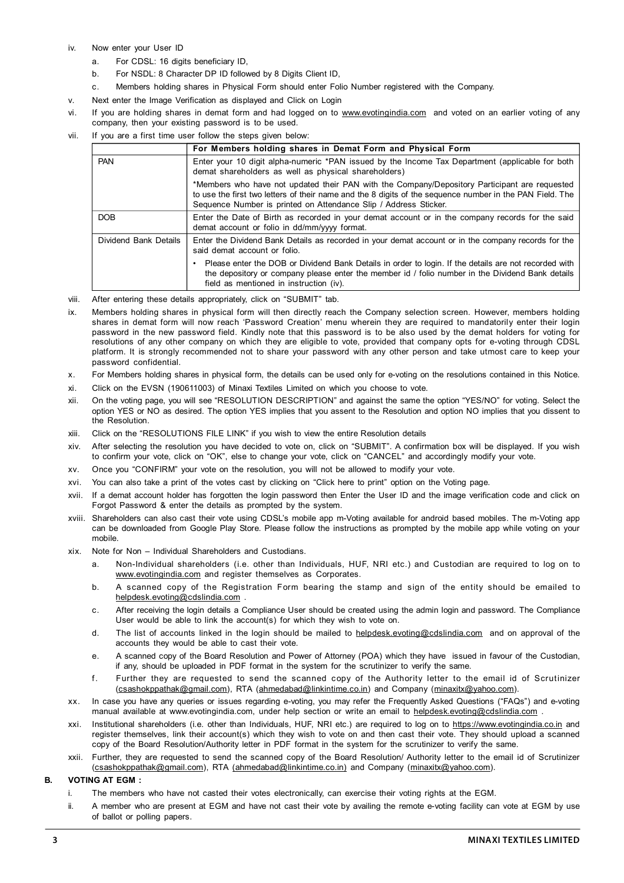iv. Now enter your User ID

   a. For CDSL: 16 digits beneficiary ID,

   b. For NSDL: 8 Character DP ID followed by 8 Digits Client ID,

   c. Members holding shares in Physical Form should enter Folio Number registered with the Company.

v. Next enter the Image Verification as displayed and Click on Login

vi. If you are holding shares in demat form and had logged on to www.evotingindia.com and voted on an earlier voting of any company, then your existing password is to be used.

vii. If you are a first time user follow the steps given below:

| | **For Members holding shares in Demat Form and Physical Form** |
|---|---|
| PAN | Enter your 10 digit alpha-numeric *PAN issued by the Income Tax Department (applicable for both demat shareholders as well as physical shareholders)<br><br>*Members who have not updated their PAN with the Company/Depository Participant are requested to use the first two letters of their name and the 8 digits of the sequence number in the PAN Field. The Sequence Number is printed on Attendance Slip / Address Sticker. |
| DOB | Enter the Date of Birth as recorded in your demat account or in the company records for the said demat account or folio in dd/mm/yyyy format. |
| Dividend Bank Details | Enter the Dividend Bank Details as recorded in your demat account or in the company records for the said demat account or folio.<br><br>• Please enter the DOB or Dividend Bank Details in order to login. If the details are not recorded with the depository or company please enter the member id / folio number in the Dividend Bank details field as mentioned in instruction (iv). |

viii. After entering these details appropriately, click on "SUBMIT" tab.

ix. Members holding shares in physical form will then directly reach the Company selection screen. However, members holding shares in demat form will now reach 'Password Creation' menu wherein they are required to mandatorily enter their login password in the new password field. Kindly note that this password is to be also used by the demat holders for voting for resolutions of any other company on which they are eligible to vote, provided that company opts for e-voting through CDSL platform. It is strongly recommended not to share your password with any other person and take utmost care to keep your password confidential.

x. For Members holding shares in physical form, the details can be used only for e-voting on the resolutions contained in this Notice.

xi. Click on the EVSN (190611003) of Minaxi Textiles Limited on which you choose to vote.

xii. On the voting page, you will see "RESOLUTION DESCRIPTION" and against the same the option "YES/NO" for voting. Select the option YES or NO as desired. The option YES implies that you assent to the Resolution and option NO implies that you dissent to the Resolution.

xiii. Click on the "RESOLUTIONS FILE LINK" if you wish to view the entire Resolution details

xiv. After selecting the resolution you have decided to vote on, click on "SUBMIT". A confirmation box will be displayed. If you wish to confirm your vote, click on "OK", else to change your vote, click on "CANCEL" and accordingly modify your vote.

xv. Once you "CONFIRM" your vote on the resolution, you will not be allowed to modify your vote.

xvi. You can also take a print of the votes cast by clicking on "Click here to print" option on the Voting page.

xvii. If a demat account holder has forgotten the login password then Enter the User ID and the image verification code and click on Forgot Password & enter the details as prompted by the system.

xviii. Shareholders can also cast their vote using CDSL's mobile app m-Voting available for android based mobiles. The m-Voting app can be downloaded from Google Play Store. Please follow the instructions as prompted by the mobile app while voting on your mobile.

xix. Note for Non – Individual Shareholders and Custodians.

   a. Non-Individual shareholders (i.e. other than Individuals, HUF, NRI etc.) and Custodian are required to log on to www.evotingindia.com and register themselves as Corporates.

   b. A scanned copy of the Registration Form bearing the stamp and sign of the entity should be emailed to helpdesk.evoting@cdslindia.com .

   c. After receiving the login details a Compliance User should be created using the admin login and password. The Compliance User would be able to link the account(s) for which they wish to vote on.

   d. The list of accounts linked in the login should be mailed to helpdesk.evoting@cdslindia.com and on approval of the accounts they would be able to cast their vote.

   e. A scanned copy of the Board Resolution and Power of Attorney (POA) which they have issued in favour of the Custodian, if any, should be uploaded in PDF format in the system for the scrutinizer to verify the same.

   f. Further they are requested to send the scanned copy of the Authority letter to the email id of Scrutinizer (csashokppathak@gmail.com), RTA (ahmedabad@linkintime.co.in) and Company (minaxitx@yahoo.com).

xx. In case you have any queries or issues regarding e-voting, you may refer the Frequently Asked Questions ("FAQs") and e-voting manual available at www.evotingindia.com, under help section or write an email to helpdesk.evoting@cdslindia.com .

xxi. Institutional shareholders (i.e. other than Individuals, HUF, NRI etc.) are required to log on to https://www.evotingindia.co.in and register themselves, link their account(s) which they wish to vote on and then cast their vote. They should upload a scanned copy of the Board Resolution/Authority letter in PDF format in the system for the scrutinizer to verify the same.

xxii. Further, they are requested to send the scanned copy of the Board Resolution/ Authority letter to the email id of Scrutinizer (csashokppathak@gmail.com), RTA (ahmedabad@linkintime.co.in) and Company (minaxitx@yahoo.com).

**B. VOTING AT EGM :**

i. The members who have not casted their votes electronically, can exercise their voting rights at the EGM.

ii. A member who are present at EGM and have not cast their vote by availing the remote e-voting facility can vote at EGM by use of ballot or polling papers.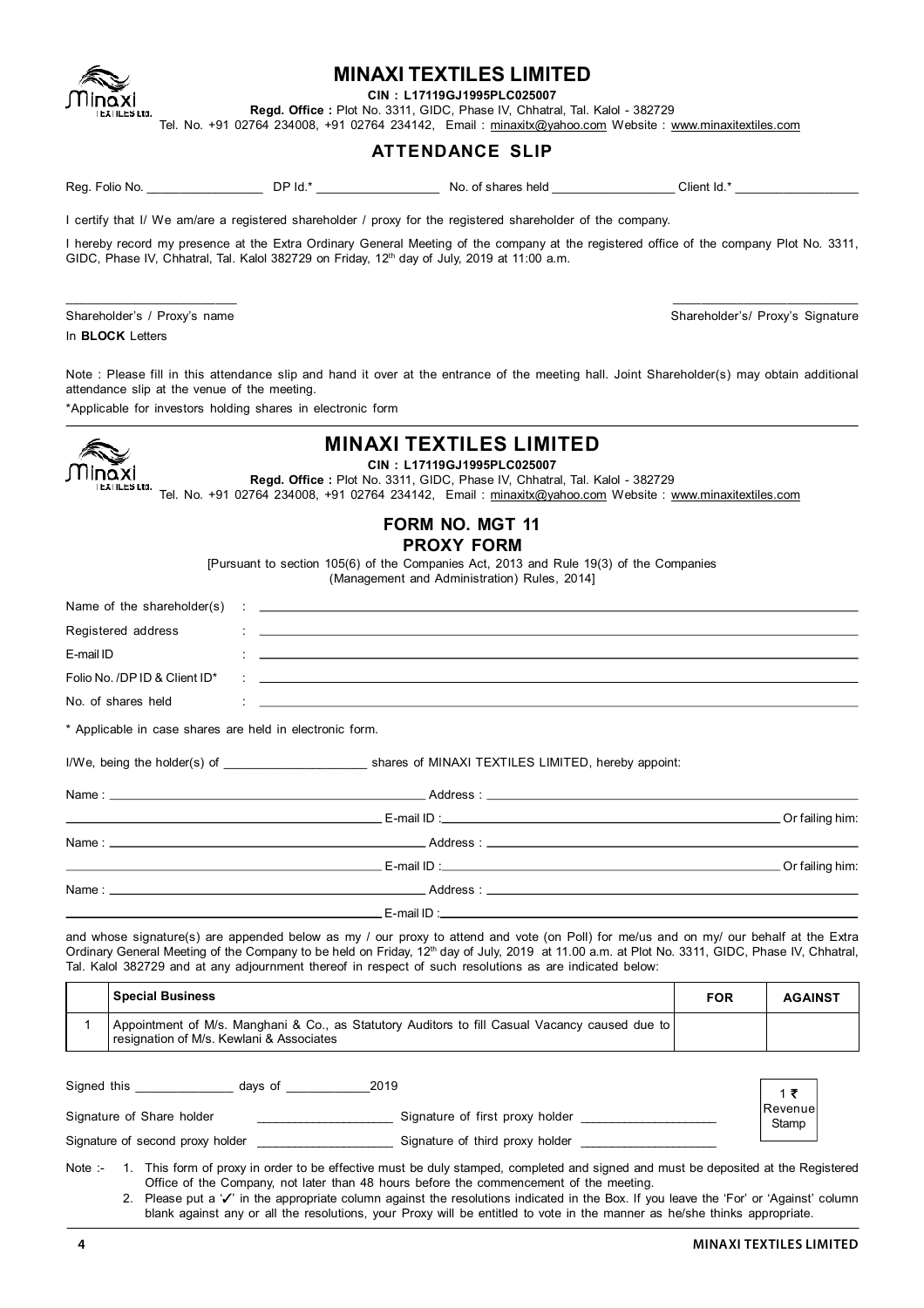# MINAXI TEXTILES LIMITED

**CIN : L17119GJ1995PLC025007**

**Regd. Office :** Plot No. 3311, GIDC, Phase IV, Chhatral, Tal. Kalol - 382729

Tel. No. +91 02764 234008, +91 02764 234142, Email : minaxitx@yahoo.com Website : www.minaxitextiles.com

## ATTENDANCE SLIP

Reg. Folio No. ________________ DP Id.* _________________ No. of shares held _________________ Client Id.* _________________

I certify that I/ We am/are a registered shareholder / proxy for the registered shareholder of the company.

I hereby record my presence at the Extra Ordinary General Meeting of the company at the registered office of the company Plot No. 3311, GIDC, Phase IV, Chhatral, Tal. Kalol 382729 on Friday, 12th day of July, 2019 at 11:00 a.m.

________________________ ________________________

Shareholder's / Proxy's name Shareholder's/ Proxy's Signature

In **BLOCK** Letters

Note : Please fill in this attendance slip and hand it over at the entrance of the meeting hall. Joint Shareholder(s) may obtain additional attendance slip at the venue of the meeting.

*Applicable for investors holding shares in electronic form

---

# MINAXI TEXTILES LIMITED

**CIN : L17119GJ1995PLC025007**

**Regd. Office :** Plot No. 3311, GIDC, Phase IV, Chhatral, Tal. Kalol - 382729

Tel. No. +91 02764 234008, +91 02764 234142, Email : minaxitx@yahoo.com Website : www.minaxitextiles.com

## FORM NO. MGT 11
## PROXY FORM

[Pursuant to section 105(6) of the Companies Act, 2013 and Rule 19(3) of the Companies (Management and Administration) Rules, 2014]

Name of the shareholder(s) : ______________________________

Registered address : ______________________________

E-mail ID : ______________________________

Folio No. /DP ID & Client ID* : ______________________________

No. of shares held : ______________________________

* Applicable in case shares are held in electronic form.

I/We, being the holder(s) of ____________________ shares of MINAXI TEXTILES LIMITED, hereby appoint:

Name : ______________________ Address : ______________________

______________________ E-mail ID :______________________ Or failing him:

Name : ______________________ Address : ______________________

______________________ E-mail ID :______________________ Or failing him:

Name : ______________________ Address : ______________________

______________________ E-mail ID :______________________

and whose signature(s) are appended below as my / our proxy to attend and vote (on Poll) for me/us and on my/ our behalf at the Extra Ordinary General Meeting of the Company to be held on Friday, 12th day of July, 2019 at 11.00 a.m. at Plot No. 3311, GIDC, Phase IV, Chhatral, Tal. Kalol 382729 and at any adjournment thereof in respect of such resolutions as are indicated below:

| | Special Business | FOR | AGAINST |
|---|---|---|---|
| 1 | Appointment of M/s. Manghani & Co., as Statutory Auditors to fill Casual Vacancy caused due to resignation of M/s. Kewlani & Associates | | |

Signed this ______________ days of ____________2019

Signature of Share holder ___________________ Signature of first proxy holder ___________________

Signature of second proxy holder ___________________ Signature of third proxy holder ___________________

1 ₹ Revenue Stamp

Note :- 1. This form of proxy in order to be effective must be duly stamped, completed and signed and must be deposited at the Registered Office of the Company, not later than 48 hours before the commencement of the meeting.

2. Please put a '✓' in the appropriate column against the resolutions indicated in the Box. If you leave the 'For' or 'Against' column blank against any or all the resolutions, your Proxy will be entitled to vote in the manner as he/she thinks appropriate.